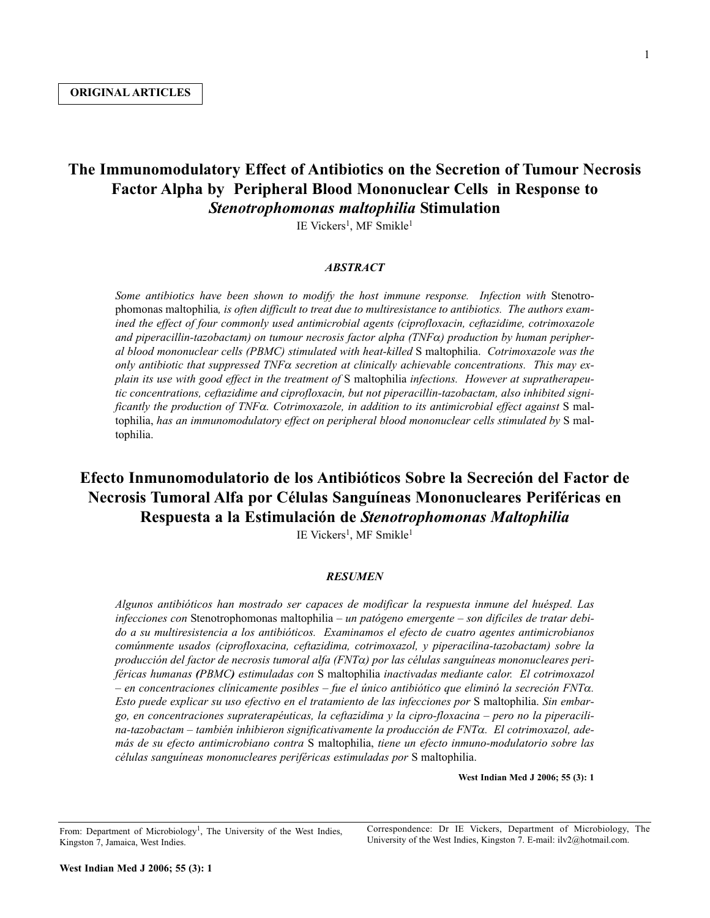**ORIGINAL ARTICLES**

# The Immunomodulatory Effect of Antibiotics on the Secretion of Tumour Necrosis Factor Alpha by Peripheral Blood Mononuclear Cells in Response to *Stenotrophomonas maltophilia* Stimulation

IE Vickers[1], MF Smikle[1]

### *ABSTRACT*

*Some antibiotics have been shown to modify the host immune response. Infection with* Stenotrophomonas maltophilia*, is often difficult to treat due to multiresistance to antibiotics. The authors examined the effect of four commonly used antimicrobial agents (ciprofloxacin, ceftazidime, cotrimoxazole and piperacillin-tazobactam) on tumour necrosis factor alpha (TNFα) production by human peripheral blood mononuclear cells (PBMC) stimulated with heat-killed* S maltophilia. *Cotrimoxazole was the only antibiotic that suppressed TNFα secretion at clinically achievable concentrations. This may explain its use with good effect in the treatment of* S maltophilia *infections. However at supratherapeutic concentrations, ceftazidime and ciprofloxacin, but not piperacillin-tazobactam, also inhibited significantly the production of TNFα. Cotrimoxazole, in addition to its antimicrobial effect against* S maltophilia, *has an immunomodulatory effect on peripheral blood mononuclear cells stimulated by* S maltophilia.

# Efecto Inmunomodulatorio de los Antibióticos Sobre la Secreción del Factor de Necrosis Tumoral Alfa por Células Sanguíneas Mononucleares Periféricas en Respuesta a la Estimulación de *Stenotrophomonas Maltophilia*

IE Vickers[1], MF Smikle[1]

### *RESUMEN*

*Algunos antibióticos han mostrado ser capaces de modificar la respuesta inmune del huésped. Las infecciones con* Stenotrophomonas maltophilia *– un patógeno emergente – son difíciles de tratar debido a su multiresistencia a los antibióticos. Examinamos el efecto de cuatro agentes antimicrobianos comúnmente usados (ciprofloxacina, ceftazidima, cotrimoxazol, y piperacilina-tazobactam) sobre la producción del factor de necrosis tumoral alfa (FNTα) por las células sanguíneas mononucleares periféricas humanas* **(***PBMC***)** *estimuladas con* S maltophilia *inactivadas mediante calor. El cotrimoxazol – en concentraciones clínicamente posibles – fue el único antibiótico que eliminó la secreción FNTα. Esto puede explicar su uso efectivo en el tratamiento de las infecciones por* S maltophilia. *Sin embargo, en concentraciones supraterapéuticas, la ceftazidima y la cipro-floxacina – pero no la piperacilina-tazobactam – también inhibieron significativamente la producción de FNTα. El cotrimoxazol, además de su efecto antimicrobiano contra* S maltophilia, *tiene un efecto inmuno-modulatorio sobre las células sanguíneas mononucleares periféricas estimuladas por* S maltophilia.

**West Indian Med J 2006; 55 (3): 1**

From: Department of Microbiology[1], The University of the West Indies, Kingston 7, Jamaica, West Indies.

Correspondence: Dr IE Vickers, Department of Microbiology, The University of the West Indies, Kingston 7. E-mail: ilv2@hotmail.com.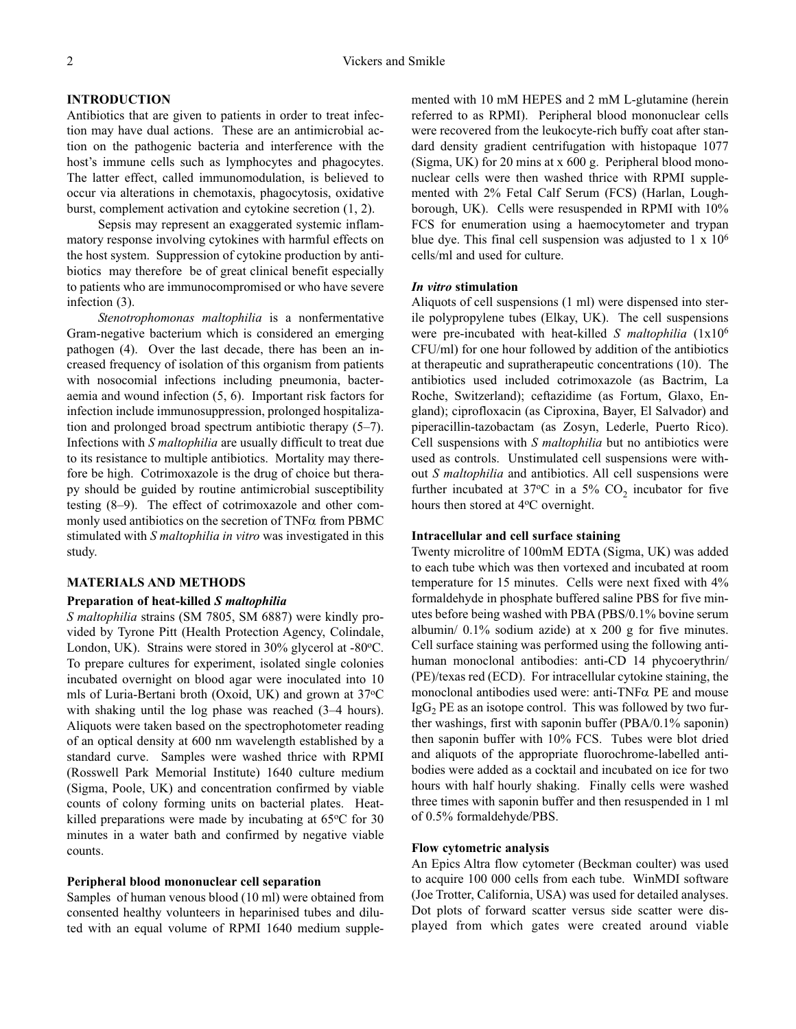## INTRODUCTION

Antibiotics that are given to patients in order to treat infection may have dual actions. These are an antimicrobial action on the pathogenic bacteria and interference with the host's immune cells such as lymphocytes and phagocytes. The latter effect, called immunomodulation, is believed to occur via alterations in chemotaxis, phagocytosis, oxidative burst, complement activation and cytokine secretion (1, 2).

Sepsis may represent an exaggerated systemic inflammatory response involving cytokines with harmful effects on the host system. Suppression of cytokine production by antibiotics may therefore be of great clinical benefit especially to patients who are immunocompromised or who have severe infection (3).

*Stenotrophomonas maltophilia* is a nonfermentative Gram-negative bacterium which is considered an emerging pathogen (4). Over the last decade, there has been an increased frequency of isolation of this organism from patients with nosocomial infections including pneumonia, bacteraemia and wound infection (5, 6). Important risk factors for infection include immunosuppression, prolonged hospitalization and prolonged broad spectrum antibiotic therapy (5–7). Infections with *S maltophilia* are usually difficult to treat due to its resistance to multiple antibiotics. Mortality may therefore be high. Cotrimoxazole is the drug of choice but therapy should be guided by routine antimicrobial susceptibility testing (8–9). The effect of cotrimoxazole and other commonly used antibiotics on the secretion of TNF$\alpha$ from PBMC stimulated with *S maltophilia in vitro* was investigated in this study.

## MATERIALS AND METHODS

### Preparation of heat-killed *S maltophilia*

*S maltophilia* strains (SM 7805, SM 6887) were kindly provided by Tyrone Pitt (Health Protection Agency, Colindale, London, UK). Strains were stored in 30% glycerol at -80°C. To prepare cultures for experiment, isolated single colonies incubated overnight on blood agar were inoculated into 10 mls of Luria-Bertani broth (Oxoid, UK) and grown at 37°C with shaking until the log phase was reached (3–4 hours). Aliquots were taken based on the spectrophotometer reading of an optical density at 600 nm wavelength established by a standard curve. Samples were washed thrice with RPMI (Rosswell Park Memorial Institute) 1640 culture medium (Sigma, Poole, UK) and concentration confirmed by viable counts of colony forming units on bacterial plates. Heat-killed preparations were made by incubating at 65°C for 30 minutes in a water bath and confirmed by negative viable counts.

### Peripheral blood mononuclear cell separation

Samples of human venous blood (10 ml) were obtained from consented healthy volunteers in heparinised tubes and diluted with an equal volume of RPMI 1640 medium supplemented with 10 mM HEPES and 2 mM L-glutamine (herein referred to as RPMI). Peripheral blood mononuclear cells were recovered from the leukocyte-rich buffy coat after standard density gradient centrifugation with histopaque 1077 (Sigma, UK) for 20 mins at x 600 g. Peripheral blood mononuclear cells were then washed thrice with RPMI supplemented with 2% Fetal Calf Serum (FCS) (Harlan, Loughborough, UK). Cells were resuspended in RPMI with 10% FCS for enumeration using a haemocytometer and trypan blue dye. This final cell suspension was adjusted to 1 x $10^6$ cells/ml and used for culture.

### *In vitro* stimulation

Aliquots of cell suspensions (1 ml) were dispensed into sterile polypropylene tubes (Elkay, UK). The cell suspensions were pre-incubated with heat-killed *S maltophilia* (1x$10^6$ CFU/ml) for one hour followed by addition of the antibiotics at therapeutic and supratherapeutic concentrations (10). The antibiotics used included cotrimoxazole (as Bactrim, La Roche, Switzerland); ceftazidime (as Fortum, Glaxo, England); ciprofloxacin (as Ciproxina, Bayer, El Salvador) and piperacillin-tazobactam (as Zosyn, Lederle, Puerto Rico). Cell suspensions with *S maltophilia* but no antibiotics were used as controls. Unstimulated cell suspensions were without *S maltophilia* and antibiotics. All cell suspensions were further incubated at 37°C in a 5% $CO_2$ incubator for five hours then stored at 4°C overnight.

### Intracellular and cell surface staining

Twenty microlitre of 100mM EDTA (Sigma, UK) was added to each tube which was then vortexed and incubated at room temperature for 15 minutes. Cells were next fixed with 4% formaldehyde in phosphate buffered saline PBS for five minutes before being washed with PBA (PBS/0.1% bovine serum albumin/ 0.1% sodium azide) at x 200 g for five minutes. Cell surface staining was performed using the following anti-human monoclonal antibodies: anti-CD 14 phycoerythrin/ (PE)/texas red (ECD). For intracellular cytokine staining, the monoclonal antibodies used were: anti-TNF$\alpha$ PE and mouse Ig$G_2$ PE as an isotope control. This was followed by two further washings, first with saponin buffer (PBA/0.1% saponin) then saponin buffer with 10% FCS. Tubes were blot dried and aliquots of the appropriate fluorochrome-labelled antibodies were added as a cocktail and incubated on ice for two hours with half hourly shaking. Finally cells were washed three times with saponin buffer and then resuspended in 1 ml of 0.5% formaldehyde/PBS.

### Flow cytometric analysis

An Epics Altra flow cytometer (Beckman coulter) was used to acquire 100 000 cells from each tube. WinMDI software (Joe Trotter, California, USA) was used for detailed analyses. Dot plots of forward scatter versus side scatter were displayed from which gates were created around viable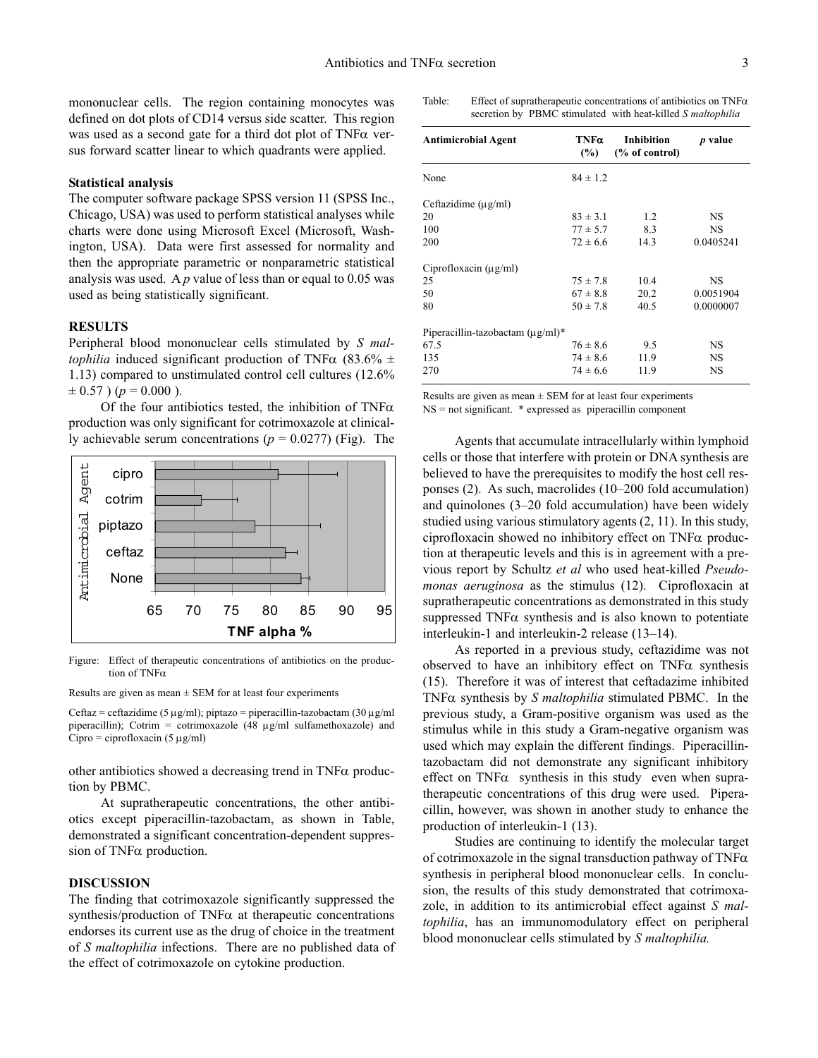mononuclear cells. The region containing monocytes was defined on dot plots of CD14 versus side scatter. This region was used as a second gate for a third dot plot of TNFα versus forward scatter linear to which quadrants were applied.

### Statistical analysis

The computer software package SPSS version 11 (SPSS Inc., Chicago, USA) was used to perform statistical analyses while charts were done using Microsoft Excel (Microsoft, Washington, USA). Data were first assessed for normality and then the appropriate parametric or nonparametric statistical analysis was used. A $p$ value of less than or equal to 0.05 was used as being statistically significant.

## RESULTS

Peripheral blood mononuclear cells stimulated by *S maltophilia* induced significant production of TNFα (83.6% ± 1.13) compared to unstimulated control cell cultures (12.6% ± 0.57 ) ($p = 0.000$ ).

Of the four antibiotics tested, the inhibition of TNFα production was only significant for cotrimoxazole at clinically achievable serum concentrations ($p = 0.0277$) (Fig). The other antibiotics showed a decreasing trend in TNFα production by PBMC.

Figure: Effect of therapeutic concentrations of antibiotics on the production of TNFα

Results are given as mean ± SEM for at least four experiments

Ceftaz = ceftazidime (5 µg/ml); piptazo = piperacillin-tazobactam (30 µg/ml piperacillin); Cotrim = cotrimoxazole (48 µg/ml sulfamethoxazole) and Cipro = ciprofloxacin (5 µg/ml)

At supratherapeutic concentrations, the other antibiotics except piperacillin-tazobactam, as shown in Table, demonstrated a significant concentration-dependent suppression of TNFα production.

Table: Effect of supratherapeutic concentrations of antibiotics on TNFα secretion by PBMC stimulated with heat-killed *S maltophilia*

| Antimicrobial Agent | TNFα (%) | Inhibition (% of control) | *p* value |
|---|---|---|---|
| None | 84 ± 1.2 | | |
| Ceftazidime (µg/ml) | | | |
| 20 | 83 ± 3.1 | 1.2 | NS |
| 100 | 77 ± 5.7 | 8.3 | NS |
| 200 | 72 ± 6.6 | 14.3 | 0.0405241 |
| Ciprofloxacin (µg/ml) | | | |
| 25 | 75 ± 7.8 | 10.4 | NS |
| 50 | 67 ± 8.8 | 20.2 | 0.0051904 |
| 80 | 50 ± 7.8 | 40.5 | 0.0000007 |
| Piperacillin-tazobactam (µg/ml)* | | | |
| 67.5 | 76 ± 8.6 | 9.5 | NS |
| 135 | 74 ± 8.6 | 11.9 | NS |
| 270 | 74 ± 6.6 | 11.9 | NS |

Results are given as mean ± SEM for at least four experiments
NS = not significant. * expressed as piperacillin component

## DISCUSSION

The finding that cotrimoxazole significantly suppressed the synthesis/production of TNFα at therapeutic concentrations endorses its current use as the drug of choice in the treatment of *S maltophilia* infections. There are no published data of the effect of cotrimoxazole on cytokine production.

Agents that accumulate intracellularly within lymphoid cells or those that interfere with protein or DNA synthesis are believed to have the prerequisites to modify the host cell responses (2). As such, macrolides (10–200 fold accumulation) and quinolones (3–20 fold accumulation) have been widely studied using various stimulatory agents (2, 11). In this study, ciprofloxacin showed no inhibitory effect on TNFα production at therapeutic levels and this is in agreement with a previous report by Schultz *et al* who used heat-killed *Pseudomonas aeruginosa* as the stimulus (12). Ciprofloxacin at supratherapeutic concentrations as demonstrated in this study suppressed TNFα synthesis and is also known to potentiate interleukin-1 and interleukin-2 release (13–14).

As reported in a previous study, ceftazidime was not observed to have an inhibitory effect on TNFα synthesis (15). Therefore it was of interest that ceftadazime inhibited TNFα synthesis by *S maltophilia* stimulated PBMC. In the previous study, a Gram-positive organism was used as the stimulus while in this study a Gram-negative organism was used which may explain the different findings. Piperacillin-tazobactam did not demonstrate any significant inhibitory effect on TNFα synthesis in this study even when supratherapeutic concentrations of this drug were used. Piperacillin, however, was shown in another study to enhance the production of interleukin-1 (13).

Studies are continuing to identify the molecular target of cotrimoxazole in the signal transduction pathway of TNFα synthesis in peripheral blood mononuclear cells. In conclusion, the results of this study demonstrated that cotrimoxazole, in addition to its antimicrobial effect against *S maltophilia*, has an immunomodulatory effect on peripheral blood mononuclear cells stimulated by *S maltophilia.*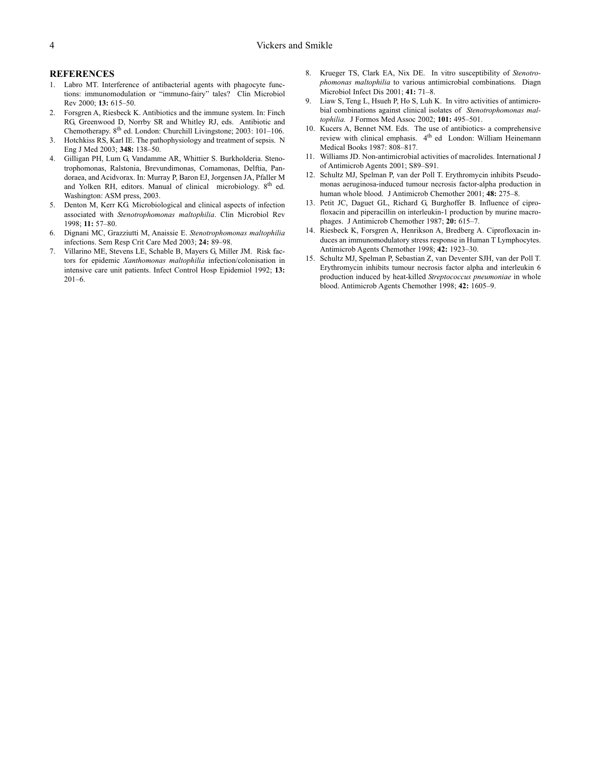## REFERENCES

1. Labro MT. Interference of antibacterial agents with phagocyte functions: immunomodulation or "immuno-fairy" tales? Clin Microbiol Rev 2000; **13:** 615–50.
2. Forsgren A, Riesbeck K. Antibiotics and the immune system. In: Finch RG, Greenwood D, Norrby SR and Whitley RJ, eds. Antibiotic and Chemotherapy. 8th ed. London: Churchill Livingstone; 2003: 101–106.
3. Hotchkiss RS, Karl IE. The pathophysiology and treatment of sepsis. N Eng J Med 2003; **348:** 138–50.
4. Gilligan PH, Lum G, Vandamme AR, Whittier S. Burkholderia. Stenotrophomonas, Ralstonia, Brevundimonas, Comamonas, Delftia, Pandoraea, and Acidvorax. In: Murray P, Baron EJ, Jorgensen JA, Pfaller M and Yolken RH, editors. Manual of clinical microbiology. 8th ed. Washington: ASM press, 2003.
5. Denton M, Kerr KG. Microbiological and clinical aspects of infection associated with *Stenotrophomonas maltophilia*. Clin Microbiol Rev 1998; **11:** 57–80.
6. Dignani MC, Grazziutti M, Anaissie E. *Stenotrophomonas maltophilia* infections. Sem Resp Crit Care Med 2003; **24:** 89–98.
7. Villarino ME, Stevens LE, Schable B, Mayers G, Miller JM. Risk factors for epidemic *Xanthomonas maltophilia* infection/colonisation in intensive care unit patients. Infect Control Hosp Epidemiol 1992; **13:** 201–6.
8. Krueger TS, Clark EA, Nix DE. In vitro susceptibility of *Stenotrophomonas maltophilia* to various antimicrobial combinations. Diagn Microbiol Infect Dis 2001; **41:** 71–8.
9. Liaw S, Teng L, Hsueh P, Ho S, Luh K. In vitro activities of antimicrobial combinations against clinical isolates of *Stenotrophomonas maltophilia.* J Formos Med Assoc 2002; **101:** 495–501.
10. Kucers A, Bennet NM. Eds. The use of antibiotics- a comprehensive review with clinical emphasis. 4th ed London: William Heinemann Medical Books 1987: 808–817.
11. Williams JD. Non-antimicrobial activities of macrolides. International J of Antimicrob Agents 2001; S89–S91.
12. Schultz MJ, Spelman P, van der Poll T. Erythromycin inhibits Pseudomonas aeruginosa-induced tumour necrosis factor-alpha production in human whole blood. J Antimicrob Chemother 2001; **48:** 275–8.
13. Petit JC, Daguet GL, Richard G, Burghoffer B. Influence of ciprofloxacin and piperacillin on interleukin-1 production by murine macrophages. J Antimicrob Chemother 1987; **20:** 615–7.
14. Riesbeck K, Forsgren A, Henrikson A, Bredberg A. Ciprofloxacin induces an immunomodulatory stress response in Human T Lymphocytes. Antimicrob Agents Chemother 1998; **42:** 1923–30.
15. Schultz MJ, Spelman P, Sebastian Z, van Deventer SJH, van der Poll T. Erythromycin inhibits tumour necrosis factor alpha and interleukin 6 production induced by heat-killed *Streptococcus pneumoniae* in whole blood. Antimicrob Agents Chemother 1998; **42:** 1605–9.